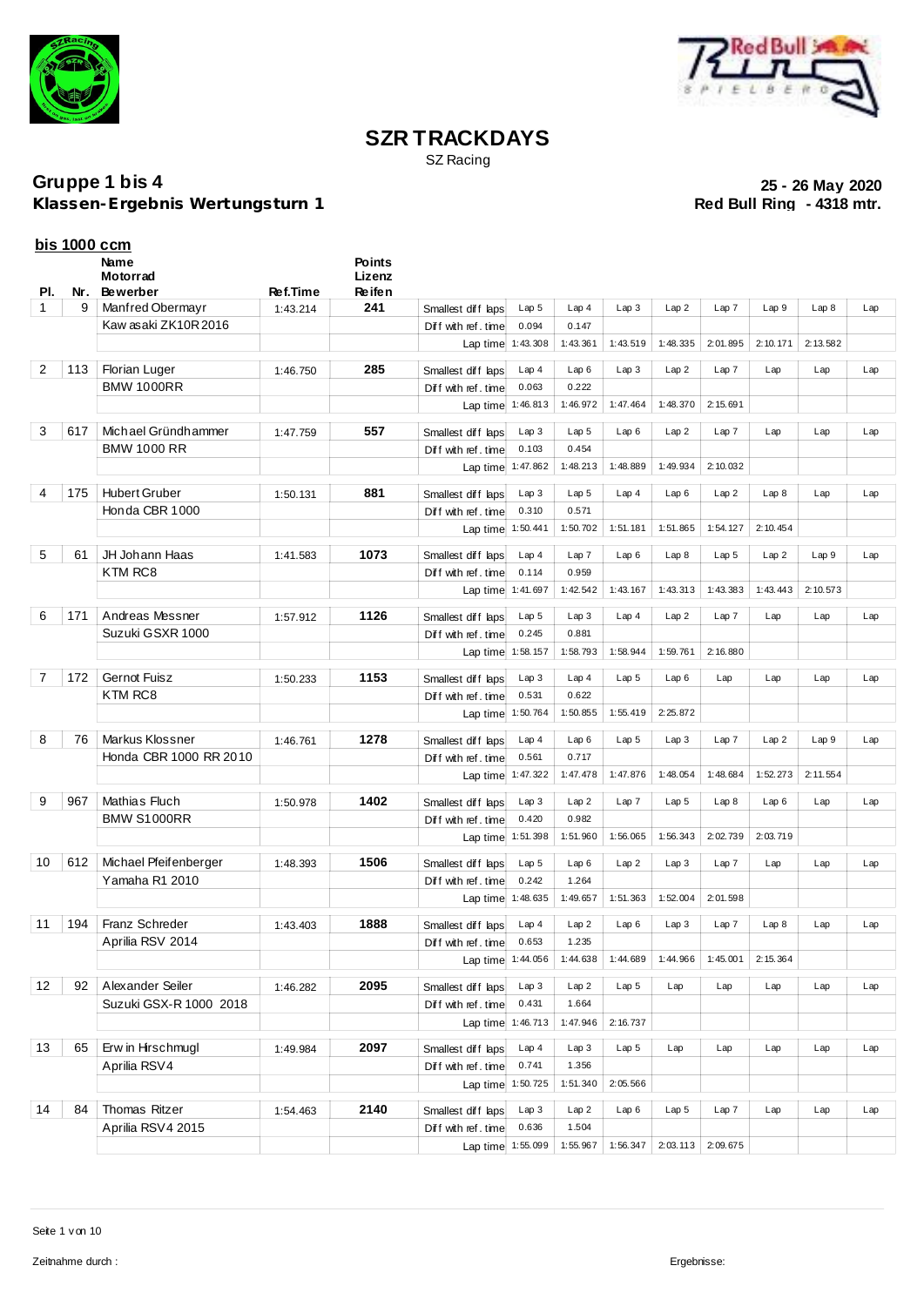# SZR TRACKDAYS

SZ Racing

**Gruppe 1 bis 4**
**Klassen-Ergebnis Wertungsturn 1**

**25 - 26 May 2020**
**Red Bull Ring - 4318 mtr.**

## bis 1000 ccm

| Pl. | Nr. | Name / Motorrad / Bewerber | Ref.Time | Points / Lizenz / Reifen | | | | | | | | | |
|---|---|---|---|---|---|---|---|---|---|---|---|---|---|
| 1 | 9 | Manfred Obermayr | 1:43.214 | 241 | Smallest diff laps | Lap 5 | Lap 4 | Lap 3 | Lap 2 | Lap 7 | Lap 9 | Lap 8 | Lap |
| | | Kawasaki ZK10R 2016 | | | Diff with ref. time | 0.094 | 0.147 | | | | | | |
| | | | | | Lap time | 1:43.308 | 1:43.361 | 1:43.519 | 1:48.335 | 2:01.895 | 2:10.171 | 2:13.582 | |
| 2 | 113 | Florian Luger | 1:46.750 | 285 | Smallest diff laps | Lap 4 | Lap 6 | Lap 3 | Lap 2 | Lap 7 | Lap | Lap | Lap |
| | | BMW 1000RR | | | Diff with ref. time | 0.063 | 0.222 | | | | | | |
| | | | | | Lap time | 1:46.813 | 1:46.972 | 1:47.464 | 1:48.370 | 2:15.691 | | | |
| 3 | 617 | Michael Gründhammer | 1:47.759 | 557 | Smallest diff laps | Lap 3 | Lap 5 | Lap 6 | Lap 2 | Lap 7 | Lap | Lap | Lap |
| | | BMW 1000 RR | | | Diff with ref. time | 0.103 | 0.454 | | | | | | |
| | | | | | Lap time | 1:47.862 | 1:48.213 | 1:48.889 | 1:49.934 | 2:10.032 | | | |
| 4 | 175 | Hubert Gruber | 1:50.131 | 881 | Smallest diff laps | Lap 3 | Lap 5 | Lap 4 | Lap 6 | Lap 2 | Lap 8 | Lap | Lap |
| | | Honda CBR 1000 | | | Diff with ref. time | 0.310 | 0.571 | | | | | | |
| | | | | | Lap time | 1:50.441 | 1:50.702 | 1:51.181 | 1:51.865 | 1:54.127 | 2:10.454 | | |
| 5 | 61 | JH Johann Haas | 1:41.583 | 1073 | Smallest diff laps | Lap 4 | Lap 7 | Lap 6 | Lap 8 | Lap 5 | Lap 2 | Lap 9 | Lap |
| | | KTM RC8 | | | Diff with ref. time | 0.114 | 0.959 | | | | | | |
| | | | | | Lap time | 1:41.697 | 1:42.542 | 1:43.167 | 1:43.313 | 1:43.383 | 1:43.443 | 2:10.573 | |
| 6 | 171 | Andreas Messner | 1:57.912 | 1126 | Smallest diff laps | Lap 5 | Lap 3 | Lap 4 | Lap 2 | Lap 7 | Lap | Lap | Lap |
| | | Suzuki GSXR 1000 | | | Diff with ref. time | 0.245 | 0.881 | | | | | | |
| | | | | | Lap time | 1:58.157 | 1:58.793 | 1:58.944 | 1:59.761 | 2:16.880 | | | |
| 7 | 172 | Gernot Fuisz | 1:50.233 | 1153 | Smallest diff laps | Lap 3 | Lap 4 | Lap 5 | Lap 6 | Lap | Lap | Lap | Lap |
| | | KTM RC8 | | | Diff with ref. time | 0.531 | 0.622 | | | | | | |
| | | | | | Lap time | 1:50.764 | 1:50.855 | 1:55.419 | 2:25.872 | | | | |
| 8 | 76 | Markus Klossner | 1:46.761 | 1278 | Smallest diff laps | Lap 4 | Lap 6 | Lap 5 | Lap 3 | Lap 7 | Lap 2 | Lap 9 | Lap |
| | | Honda CBR 1000 RR 2010 | | | Diff with ref. time | 0.561 | 0.717 | | | | | | |
| | | | | | Lap time | 1:47.322 | 1:47.478 | 1:47.876 | 1:48.054 | 1:48.684 | 1:52.273 | 2:11.554 | |
| 9 | 967 | Mathias Fluch | 1:50.978 | 1402 | Smallest diff laps | Lap 3 | Lap 2 | Lap 7 | Lap 5 | Lap 8 | Lap 6 | Lap | Lap |
| | | BMW S1000RR | | | Diff with ref. time | 0.420 | 0.982 | | | | | | |
| | | | | | Lap time | 1:51.398 | 1:51.960 | 1:56.065 | 1:56.343 | 2:02.739 | 2:03.719 | | |
| 10 | 612 | Michael Pfeifenberger | 1:48.393 | 1506 | Smallest diff laps | Lap 5 | Lap 6 | Lap 2 | Lap 3 | Lap 7 | Lap | Lap | Lap |
| | | Yamaha R1 2010 | | | Diff with ref. time | 0.242 | 1.264 | | | | | | |
| | | | | | Lap time | 1:48.635 | 1:49.657 | 1:51.363 | 1:52.004 | 2:01.598 | | | |
| 11 | 194 | Franz Schreder | 1:43.403 | 1888 | Smallest diff laps | Lap 4 | Lap 2 | Lap 6 | Lap 3 | Lap 7 | Lap 8 | Lap | Lap |
| | | Aprilia RSV 2014 | | | Diff with ref. time | 0.653 | 1.235 | | | | | | |
| | | | | | Lap time | 1:44.056 | 1:44.638 | 1:44.689 | 1:44.966 | 1:45.001 | 2:15.364 | | |
| 12 | 92 | Alexander Seiler | 1:46.282 | 2095 | Smallest diff laps | Lap 3 | Lap 2 | Lap 5 | Lap | Lap | Lap | Lap | Lap |
| | | Suzuki GSX-R 1000 2018 | | | Diff with ref. time | 0.431 | 1.664 | | | | | | |
| | | | | | Lap time | 1:46.713 | 1:47.946 | 2:16.737 | | | | | |
| 13 | 65 | Erwin Hirschmugl | 1:49.984 | 2097 | Smallest diff laps | Lap 4 | Lap 3 | Lap 5 | Lap | Lap | Lap | Lap | Lap |
| | | Aprilia RSV4 | | | Diff with ref. time | 0.741 | 1.356 | | | | | | |
| | | | | | Lap time | 1:50.725 | 1:51.340 | 2:05.566 | | | | | |
| 14 | 84 | Thomas Ritzer | 1:54.463 | 2140 | Smallest diff laps | Lap 3 | Lap 2 | Lap 6 | Lap 5 | Lap 7 | Lap | Lap | Lap |
| | | Aprilia RSV4 2015 | | | Diff with ref. time | 0.636 | 1.504 | | | | | | |
| | | | | | Lap time | 1:55.099 | 1:55.967 | 1:56.347 | 2:03.113 | 2:09.675 | | | |

Zeitnahme durch :

Ergebnisse: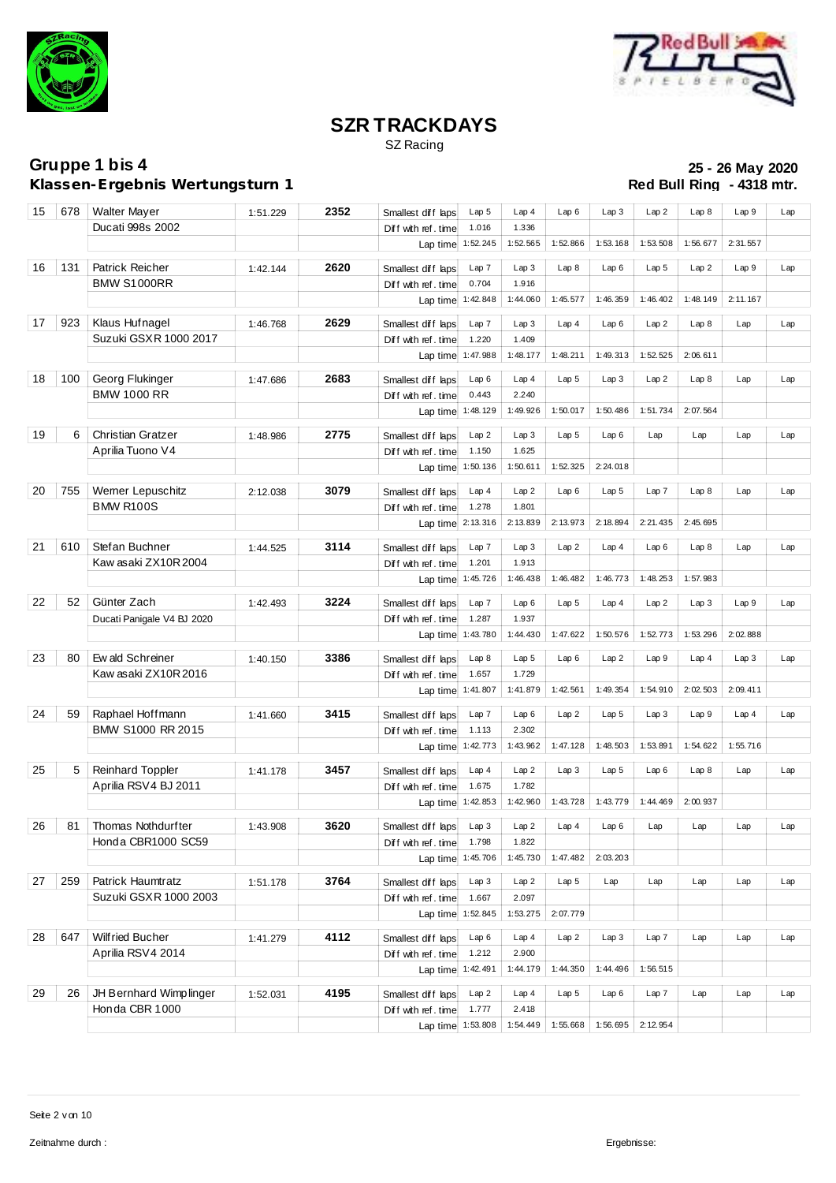# SZR TRACKDAYS

SZ Racing

## Gruppe 1 bis 4
**Klassen-Ergebnis Wertungsturn 1**

**25 - 26 May 2020**
**Red Bull Ring - 4318 mtr.**

| Pos | Nr | Name / Bike | Best | Total | | | | | | | | | |
|---|---|---|---|---|---|---|---|---|---|---|---|---|---|
| 15 | 678 | Walter Mayer | 1:51.229 | 2352 | Smallest diff laps | Lap 5 | Lap 4 | Lap 6 | Lap 3 | Lap 2 | Lap 8 | Lap 9 | Lap |
| | | Ducati 998s 2002 | | | Diff with ref. time | 1.016 | 1.336 | | | | | | |
| | | | | | Lap time | 1:52.245 | 1:52.565 | 1:52.866 | 1:53.168 | 1:53.508 | 1:56.677 | 2:31.557 | |
| 16 | 131 | Patrick Reicher | 1:42.144 | 2620 | Smallest diff laps | Lap 7 | Lap 3 | Lap 8 | Lap 6 | Lap 5 | Lap 2 | Lap 9 | Lap |
| | | BMW S1000RR | | | Diff with ref. time | 0.704 | 1.916 | | | | | | |
| | | | | | Lap time | 1:42.848 | 1:44.060 | 1:45.577 | 1:46.359 | 1:46.402 | 1:48.149 | 2:11.167 | |
| 17 | 923 | Klaus Hufnagel | 1:46.768 | 2629 | Smallest diff laps | Lap 7 | Lap 3 | Lap 4 | Lap 6 | Lap 2 | Lap 8 | Lap | Lap |
| | | Suzuki GSXR 1000 2017 | | | Diff with ref. time | 1.220 | 1.409 | | | | | | |
| | | | | | Lap time | 1:47.988 | 1:48.177 | 1:48.211 | 1:49.313 | 1:52.525 | 2:06.611 | | |
| 18 | 100 | Georg Flukinger | 1:47.686 | 2683 | Smallest diff laps | Lap 6 | Lap 4 | Lap 5 | Lap 3 | Lap 2 | Lap 8 | Lap | Lap |
| | | BMW 1000 RR | | | Diff with ref. time | 0.443 | 2.240 | | | | | | |
| | | | | | Lap time | 1:48.129 | 1:49.926 | 1:50.017 | 1:50.486 | 1:51.734 | 2:07.564 | | |
| 19 | 6 | Christian Gratzer | 1:48.986 | 2775 | Smallest diff laps | Lap 2 | Lap 3 | Lap 5 | Lap 6 | Lap | Lap | Lap | Lap |
| | | Aprilia Tuono V4 | | | Diff with ref. time | 1.150 | 1.625 | | | | | | |
| | | | | | Lap time | 1:50.136 | 1:50.611 | 1:52.325 | 2:24.018 | | | | |
| 20 | 755 | Werner Lepuschitz | 2:12.038 | 3079 | Smallest diff laps | Lap 4 | Lap 2 | Lap 6 | Lap 5 | Lap 7 | Lap 8 | Lap | Lap |
| | | BMW R100S | | | Diff with ref. time | 1.278 | 1.801 | | | | | | |
| | | | | | Lap time | 2:13.316 | 2:13.839 | 2:13.973 | 2:18.894 | 2:21.435 | 2:45.695 | | |
| 21 | 610 | Stefan Buchner | 1:44.525 | 3114 | Smallest diff laps | Lap 7 | Lap 3 | Lap 2 | Lap 4 | Lap 6 | Lap 8 | Lap | Lap |
| | | Kawasaki ZX10R 2004 | | | Diff with ref. time | 1.201 | 1.913 | | | | | | |
| | | | | | Lap time | 1:45.726 | 1:46.438 | 1:46.482 | 1:46.773 | 1:48.253 | 1:57.983 | | |
| 22 | 52 | Günter Zach | 1:42.493 | 3224 | Smallest diff laps | Lap 7 | Lap 6 | Lap 5 | Lap 4 | Lap 2 | Lap 3 | Lap 9 | Lap |
| | | Ducati Panigale V4 BJ 2020 | | | Diff with ref. time | 1.287 | 1.937 | | | | | | |
| | | | | | Lap time | 1:43.780 | 1:44.430 | 1:47.622 | 1:50.576 | 1:52.773 | 1:53.296 | 2:02.888 | |
| 23 | 80 | Ewald Schreiner | 1:40.150 | 3386 | Smallest diff laps | Lap 8 | Lap 5 | Lap 6 | Lap 2 | Lap 9 | Lap 4 | Lap 3 | Lap |
| | | Kawasaki ZX10R 2016 | | | Diff with ref. time | 1.657 | 1.729 | | | | | | |
| | | | | | Lap time | 1:41.807 | 1:41.879 | 1:42.561 | 1:49.354 | 1:54.910 | 2:02.503 | 2:09.411 | |
| 24 | 59 | Raphael Hoffmann | 1:41.660 | 3415 | Smallest diff laps | Lap 7 | Lap 6 | Lap 2 | Lap 5 | Lap 3 | Lap 9 | Lap 4 | Lap |
| | | BMW S1000 RR 2015 | | | Diff with ref. time | 1.113 | 2.302 | | | | | | |
| | | | | | Lap time | 1:42.773 | 1:43.962 | 1:47.128 | 1:48.503 | 1:53.891 | 1:54.622 | 1:55.716 | |
| 25 | 5 | Reinhard Toppler | 1:41.178 | 3457 | Smallest diff laps | Lap 4 | Lap 2 | Lap 3 | Lap 5 | Lap 6 | Lap 8 | Lap | Lap |
| | | Aprilia RSV4 BJ 2011 | | | Diff with ref. time | 1.675 | 1.782 | | | | | | |
| | | | | | Lap time | 1:42.853 | 1:42.960 | 1:43.728 | 1:43.779 | 1:44.469 | 2:00.937 | | |
| 26 | 81 | Thomas Nothdurfter | 1:43.908 | 3620 | Smallest diff laps | Lap 3 | Lap 2 | Lap 4 | Lap 6 | Lap | Lap | Lap | Lap |
| | | Honda CBR1000 SC59 | | | Diff with ref. time | 1.798 | 1.822 | | | | | | |
| | | | | | Lap time | 1:45.706 | 1:45.730 | 1:47.482 | 2:03.203 | | | | |
| 27 | 259 | Patrick Haumtratz | 1:51.178 | 3764 | Smallest diff laps | Lap 3 | Lap 2 | Lap 5 | Lap | Lap | Lap | Lap | Lap |
| | | Suzuki GSXR 1000 2003 | | | Diff with ref. time | 1.667 | 2.097 | | | | | | |
| | | | | | Lap time | 1:52.845 | 1:53.275 | 2:07.779 | | | | | |
| 28 | 647 | Wilfried Bucher | 1:41.279 | 4112 | Smallest diff laps | Lap 6 | Lap 4 | Lap 2 | Lap 3 | Lap 7 | Lap | Lap | Lap |
| | | Aprilia RSV4 2014 | | | Diff with ref. time | 1.212 | 2.900 | | | | | | |
| | | | | | Lap time | 1:42.491 | 1:44.179 | 1:44.350 | 1:44.496 | 1:56.515 | | | |
| 29 | 26 | JH Bernhard Wimplinger | 1:52.031 | 4195 | Smallest diff laps | Lap 2 | Lap 4 | Lap 5 | Lap 6 | Lap 7 | Lap | Lap | Lap |
| | | Honda CBR 1000 | | | Diff with ref. time | 1.777 | 2.418 | | | | | | |
| | | | | | Lap time | 1:53.808 | 1:54.449 | 1:55.668 | 1:56.695 | 2:12.954 | | | |

Zeitnahme durch :

Ergebnisse: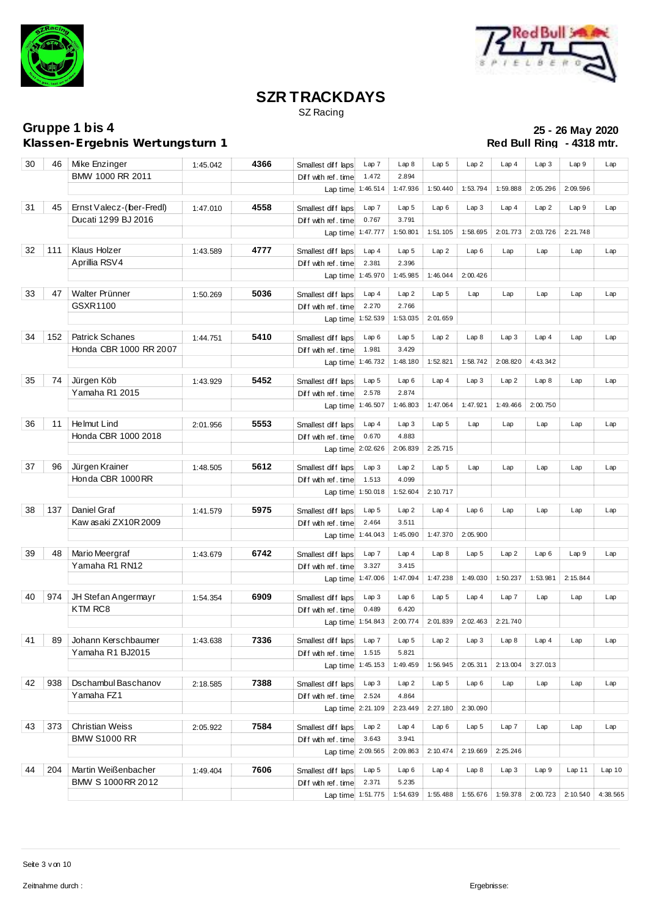# SZR TRACKDAYS

SZ Racing

## Gruppe 1 bis 4
## Klassen-Ergebnis Wertungsturn 1

**25 - 26 May 2020**
**Red Bull Ring - 4318 mtr.**

| Pos | Nr | Name / Bike | Best | Total | | | | | | | | | |
|---|---|---|---|---|---|---|---|---|---|---|---|---|---|
| 30 | 46 | Mike Enzinger | 1:45.042 | 4366 | Smallest diff laps | Lap 7 | Lap 8 | Lap 5 | Lap 2 | Lap 4 | Lap 3 | Lap 9 | Lap |
| | | BMW 1000 RR 2011 | | | Diff with ref. time | 1.472 | 2.894 | | | | | | |
| | | | | | Lap time | 1:46.514 | 1:47.936 | 1:50.440 | 1:53.794 | 1:59.888 | 2:05.296 | 2:09.596 | |
| 31 | 45 | Ernst Valecz-(ber-Fredl) | 1:47.010 | 4558 | Smallest diff laps | Lap 7 | Lap 5 | Lap 6 | Lap 3 | Lap 4 | Lap 2 | Lap 9 | Lap |
| | | Ducati 1299 BJ 2016 | | | Diff with ref. time | 0.767 | 3.791 | | | | | | |
| | | | | | Lap time | 1:47.777 | 1:50.801 | 1:51.105 | 1:58.695 | 2:01.773 | 2:03.726 | 2:21.748 | |
| 32 | 111 | Klaus Holzer | 1:43.589 | 4777 | Smallest diff laps | Lap 4 | Lap 5 | Lap 2 | Lap 6 | Lap | Lap | Lap | Lap |
| | | Aprillia RSV4 | | | Diff with ref. time | 2.381 | 2.396 | | | | | | |
| | | | | | Lap time | 1:45.970 | 1:45.985 | 1:46.044 | 2:00.426 | | | | |
| 33 | 47 | Walter Prünner | 1:50.269 | 5036 | Smallest diff laps | Lap 4 | Lap 2 | Lap 5 | Lap | Lap | Lap | Lap | Lap |
| | | GSXR1100 | | | Diff with ref. time | 2.270 | 2.766 | | | | | | |
| | | | | | Lap time | 1:52.539 | 1:53.035 | 2:01.659 | | | | | |
| 34 | 152 | Patrick Schanes | 1:44.751 | 5410 | Smallest diff laps | Lap 6 | Lap 5 | Lap 2 | Lap 8 | Lap 3 | Lap 4 | Lap | Lap |
| | | Honda CBR 1000 RR 2007 | | | Diff with ref. time | 1.981 | 3.429 | | | | | | |
| | | | | | Lap time | 1:46.732 | 1:48.180 | 1:52.821 | 1:58.742 | 2:08.820 | 4:43.342 | | |
| 35 | 74 | Jürgen Köb | 1:43.929 | 5452 | Smallest diff laps | Lap 5 | Lap 6 | Lap 4 | Lap 3 | Lap 2 | Lap 8 | Lap | Lap |
| | | Yamaha R1 2015 | | | Diff with ref. time | 2.578 | 2.874 | | | | | | |
| | | | | | Lap time | 1:46.507 | 1:46.803 | 1:47.064 | 1:47.921 | 1:49.466 | 2:00.750 | | |
| 36 | 11 | Helmut Lind | 2:01.956 | 5553 | Smallest diff laps | Lap 4 | Lap 3 | Lap 5 | Lap | Lap | Lap | Lap | Lap |
| | | Honda CBR 1000 2018 | | | Diff with ref. time | 0.670 | 4.883 | | | | | | |
| | | | | | Lap time | 2:02.626 | 2:06.839 | 2:25.715 | | | | | |
| 37 | 96 | Jürgen Krainer | 1:48.505 | 5612 | Smallest diff laps | Lap 3 | Lap 2 | Lap 5 | Lap | Lap | Lap | Lap | Lap |
| | | Honda CBR 1000RR | | | Diff with ref. time | 1.513 | 4.099 | | | | | | |
| | | | | | Lap time | 1:50.018 | 1:52.604 | 2:10.717 | | | | | |
| 38 | 137 | Daniel Graf | 1:41.579 | 5975 | Smallest diff laps | Lap 5 | Lap 2 | Lap 4 | Lap 6 | Lap | Lap | Lap | Lap |
| | | Kawasaki ZX10R 2009 | | | Diff with ref. time | 2.464 | 3.511 | | | | | | |
| | | | | | Lap time | 1:44.043 | 1:45.090 | 1:47.370 | 2:05.900 | | | | |
| 39 | 48 | Mario Meergraf | 1:43.679 | 6742 | Smallest diff laps | Lap 7 | Lap 4 | Lap 8 | Lap 5 | Lap 2 | Lap 6 | Lap 9 | Lap |
| | | Yamaha R1 RN12 | | | Diff with ref. time | 3.327 | 3.415 | | | | | | |
| | | | | | Lap time | 1:47.006 | 1:47.094 | 1:47.238 | 1:49.030 | 1:50.237 | 1:53.981 | 2:15.844 | |
| 40 | 974 | JH Stefan Angermayr | 1:54.354 | 6909 | Smallest diff laps | Lap 3 | Lap 6 | Lap 5 | Lap 4 | Lap 7 | Lap | Lap | Lap |
| | | KTM RC8 | | | Diff with ref. time | 0.489 | 6.420 | | | | | | |
| | | | | | Lap time | 1:54.843 | 2:00.774 | 2:01.839 | 2:02.463 | 2:21.740 | | | |
| 41 | 89 | Johann Kerschbaumer | 1:43.638 | 7336 | Smallest diff laps | Lap 7 | Lap 5 | Lap 2 | Lap 3 | Lap 8 | Lap 4 | Lap | Lap |
| | | Yamaha R1 BJ2015 | | | Diff with ref. time | 1.515 | 5.821 | | | | | | |
| | | | | | Lap time | 1:45.153 | 1:49.459 | 1:56.945 | 2:05.311 | 2:13.004 | 3:27.013 | | |
| 42 | 938 | Dschambul Baschanov | 2:18.585 | 7388 | Smallest diff laps | Lap 3 | Lap 2 | Lap 5 | Lap 6 | Lap | Lap | Lap | Lap |
| | | Yamaha FZ1 | | | Diff with ref. time | 2.524 | 4.864 | | | | | | |
| | | | | | Lap time | 2:21.109 | 2:23.449 | 2:27.180 | 2:30.090 | | | | |
| 43 | 373 | Christian Weiss | 2:05.922 | 7584 | Smallest diff laps | Lap 2 | Lap 4 | Lap 6 | Lap 5 | Lap 7 | Lap | Lap | Lap |
| | | BMW S1000 RR | | | Diff with ref. time | 3.643 | 3.941 | | | | | | |
| | | | | | Lap time | 2:09.565 | 2:09.863 | 2:10.474 | 2:19.669 | 2:25.246 | | | |
| 44 | 204 | Martin Weißenbacher | 1:49.404 | 7606 | Smallest diff laps | Lap 5 | Lap 6 | Lap 4 | Lap 8 | Lap 3 | Lap 9 | Lap 11 | Lap 10 |
| | | BMW S 1000RR 2012 | | | Diff with ref. time | 2.371 | 5.235 | | | | | | |
| | | | | | Lap time | 1:51.775 | 1:54.639 | 1:55.488 | 1:55.676 | 1:59.378 | 2:00.723 | 2:10.540 | 4:38.565 |

Zeitnahme durch :

Ergebnisse: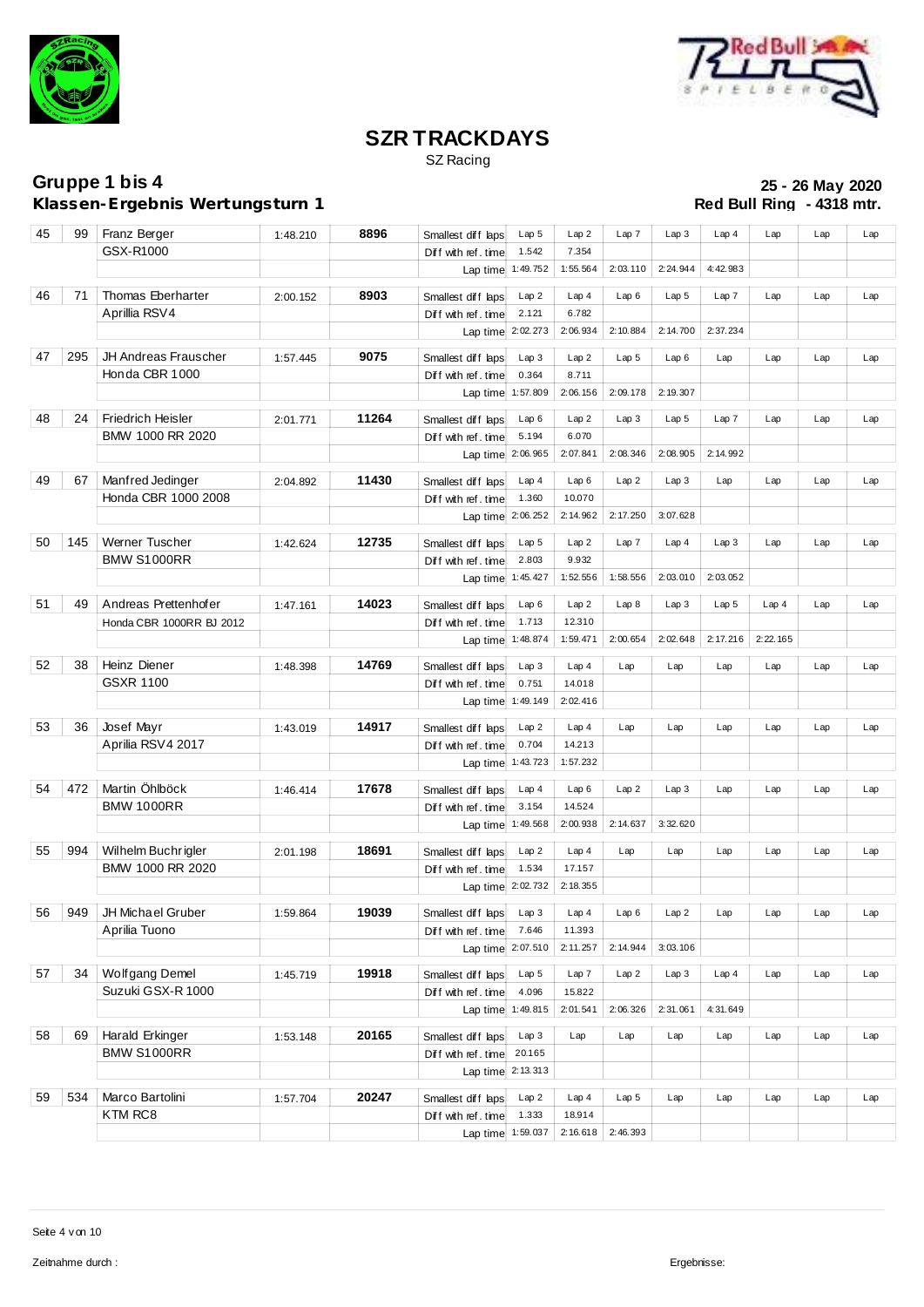# SZR TRACKDAYS

SZ Racing

**Gruppe 1 bis 4**
**Klassen-Ergebnis Wertungsturn 1**

**25 - 26 May 2020**
**Red Bull Ring - 4318 mtr.**

| Pos | Nr | Name / Bike | Best | Diff | | | | | | | | | | |
|---|---|---|---|---|---|---|---|---|---|---|---|---|---|---|
| 45 | 99 | Franz Berger | 1:48.210 | 8896 | Smallest diff laps | Lap 5 | Lap 2 | Lap 7 | Lap 3 | Lap 4 | Lap | Lap | Lap |
| | | GSX-R1000 | | | Diff with ref. time | 1.542 | 7.354 | | | | | | |
| | | | | | Lap time | 1:49.752 | 1:55.564 | 2:03.110 | 2:24.944 | 4:42.983 | | | |
| 46 | 71 | Thomas Eberharter | 2:00.152 | 8903 | Smallest diff laps | Lap 2 | Lap 4 | Lap 6 | Lap 5 | Lap 7 | Lap | Lap | Lap |
| | | Aprillia RSV4 | | | Diff with ref. time | 2.121 | 6.782 | | | | | | |
| | | | | | Lap time | 2:02.273 | 2:06.934 | 2:10.884 | 2:14.700 | 2:37.234 | | | |
| 47 | 295 | JH Andreas Frauscher | 1:57.445 | 9075 | Smallest diff laps | Lap 3 | Lap 2 | Lap 5 | Lap 6 | Lap | Lap | Lap | Lap |
| | | Honda CBR 1000 | | | Diff with ref. time | 0.364 | 8.711 | | | | | | |
| | | | | | Lap time | 1:57.809 | 2:06.156 | 2:09.178 | 2:19.307 | | | | |
| 48 | 24 | Friedrich Heisler | 2:01.771 | 11264 | Smallest diff laps | Lap 6 | Lap 2 | Lap 3 | Lap 5 | Lap 7 | Lap | Lap | Lap |
| | | BMW 1000 RR 2020 | | | Diff with ref. time | 5.194 | 6.070 | | | | | | |
| | | | | | Lap time | 2:06.965 | 2:07.841 | 2:08.346 | 2:08.905 | 2:14.992 | | | |
| 49 | 67 | Manfred Jedinger | 2:04.892 | 11430 | Smallest diff laps | Lap 4 | Lap 6 | Lap 2 | Lap 3 | Lap | Lap | Lap | Lap |
| | | Honda CBR 1000 2008 | | | Diff with ref. time | 1.360 | 10.070 | | | | | | |
| | | | | | Lap time | 2:06.252 | 2:14.962 | 2:17.250 | 3:07.628 | | | | |
| 50 | 145 | Werner Tuscher | 1:42.624 | 12735 | Smallest diff laps | Lap 5 | Lap 2 | Lap 7 | Lap 4 | Lap 3 | Lap | Lap | Lap |
| | | BMW S1000RR | | | Diff with ref. time | 2.803 | 9.932 | | | | | | |
| | | | | | Lap time | 1:45.427 | 1:52.556 | 1:58.556 | 2:03.010 | 2:03.052 | | | |
| 51 | 49 | Andreas Prettenhofer | 1:47.161 | 14023 | Smallest diff laps | Lap 6 | Lap 2 | Lap 8 | Lap 3 | Lap 5 | Lap 4 | Lap | Lap |
| | | Honda CBR 1000RR BJ 2012 | | | Diff with ref. time | 1.713 | 12.310 | | | | | | |
| | | | | | Lap time | 1:48.874 | 1:59.471 | 2:00.654 | 2:02.648 | 2:17.216 | 2:22.165 | | |
| 52 | 38 | Heinz Diener | 1:48.398 | 14769 | Smallest diff laps | Lap 3 | Lap 4 | Lap | Lap | Lap | Lap | Lap | Lap |
| | | GSXR 1100 | | | Diff with ref. time | 0.751 | 14.018 | | | | | | |
| | | | | | Lap time | 1:49.149 | 2:02.416 | | | | | | |
| 53 | 36 | Josef Mayr | 1:43.019 | 14917 | Smallest diff laps | Lap 2 | Lap 4 | Lap | Lap | Lap | Lap | Lap | Lap |
| | | Aprilia RSV4 2017 | | | Diff with ref. time | 0.704 | 14.213 | | | | | | |
| | | | | | Lap time | 1:43.723 | 1:57.232 | | | | | | |
| 54 | 472 | Martin Öhlböck | 1:46.414 | 17678 | Smallest diff laps | Lap 4 | Lap 6 | Lap 2 | Lap 3 | Lap | Lap | Lap | Lap |
| | | BMW 1000RR | | | Diff with ref. time | 3.154 | 14.524 | | | | | | |
| | | | | | Lap time | 1:49.568 | 2:00.938 | 2:14.637 | 3:32.620 | | | | |
| 55 | 994 | Wilhelm Buchrigler | 2:01.198 | 18691 | Smallest diff laps | Lap 2 | Lap 4 | Lap | Lap | Lap | Lap | Lap | Lap |
| | | BMW 1000 RR 2020 | | | Diff with ref. time | 1.534 | 17.157 | | | | | | |
| | | | | | Lap time | 2:02.732 | 2:18.355 | | | | | | |
| 56 | 949 | JH Michael Gruber | 1:59.864 | 19039 | Smallest diff laps | Lap 3 | Lap 4 | Lap 6 | Lap 2 | Lap | Lap | Lap | Lap |
| | | Aprilia Tuono | | | Diff with ref. time | 7.646 | 11.393 | | | | | | |
| | | | | | Lap time | 2:07.510 | 2:11.257 | 2:14.944 | 3:03.106 | | | | |
| 57 | 34 | Wolfgang Demel | 1:45.719 | 19918 | Smallest diff laps | Lap 5 | Lap 7 | Lap 2 | Lap 3 | Lap 4 | Lap | Lap | Lap |
| | | Suzuki GSX-R 1000 | | | Diff with ref. time | 4.096 | 15.822 | | | | | | |
| | | | | | Lap time | 1:49.815 | 2:01.541 | 2:06.326 | 2:31.061 | 4:31.649 | | | |
| 58 | 69 | Harald Erkinger | 1:53.148 | 20165 | Smallest diff laps | Lap 3 | Lap | Lap | Lap | Lap | Lap | Lap | Lap |
| | | BMW S1000RR | | | Diff with ref. time | 20.165 | | | | | | | |
| | | | | | Lap time | 2:13.313 | | | | | | | |
| 59 | 534 | Marco Bartolini | 1:57.704 | 20247 | Smallest diff laps | Lap 2 | Lap 4 | Lap 5 | Lap | Lap | Lap | Lap | Lap |
| | | KTM RC8 | | | Diff with ref. time | 1.333 | 18.914 | | | | | | |
| | | | | | Lap time | 1:59.037 | 2:16.618 | 2:46.393 | | | | | |

Zeitnahme durch :

Ergebnisse: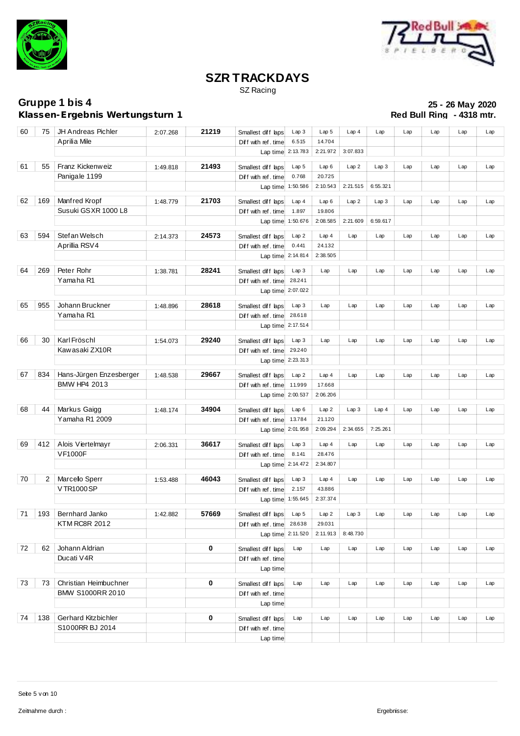# SZR TRACKDAYS

SZ Racing

## Gruppe 1 bis 4
## Klassen-Ergebnis Wertungsturn 1

**25 - 26 May 2020**
**Red Bull Ring - 4318 mtr.**

| Pos | Nr | Name / Fahrzeug | Best | Diff | | | | | | | | | |
|---|---|---|---|---|---|---|---|---|---|---|---|---|---|
| 60 | 75 | JH Andreas Pichler | 2:07.268 | 21219 | Smallest diff laps | Lap 3 | Lap 5 | Lap 4 | Lap | Lap | Lap | Lap | Lap |
| | | Aprilia Mile | | | Diff with ref. time | 6.515 | 14.704 | | | | | | |
| | | | | | Lap time | 2:13.783 | 2:21.972 | 3:07.833 | | | | | |
| 61 | 55 | Franz Kickenweiz | 1:49.818 | 21493 | Smallest diff laps | Lap 5 | Lap 6 | Lap 2 | Lap 3 | Lap | Lap | Lap | Lap |
| | | Panigale 1199 | | | Diff with ref. time | 0.768 | 20.725 | | | | | | |
| | | | | | Lap time | 1:50.586 | 2:10.543 | 2:21.515 | 6:55.321 | | | | |
| 62 | 169 | Manfred Kropf | 1:48.779 | 21703 | Smallest diff laps | Lap 4 | Lap 6 | Lap 2 | Lap 3 | Lap | Lap | Lap | Lap |
| | | Susuki GSXR 1000 L8 | | | Diff with ref. time | 1.897 | 19.806 | | | | | | |
| | | | | | Lap time | 1:50.676 | 2:08.585 | 2:21.609 | 6:59.617 | | | | |
| 63 | 594 | Stefan Welsch | 2:14.373 | 24573 | Smallest diff laps | Lap 2 | Lap 4 | Lap | Lap | Lap | Lap | Lap | Lap |
| | | Aprillia RSV4 | | | Diff with ref. time | 0.441 | 24.132 | | | | | | |
| | | | | | Lap time | 2:14.814 | 2:38.505 | | | | | | |
| 64 | 269 | Peter Rohr | 1:38.781 | 28241 | Smallest diff laps | Lap 3 | Lap | Lap | Lap | Lap | Lap | Lap | Lap |
| | | Yamaha R1 | | | Diff with ref. time | 28.241 | | | | | | | |
| | | | | | Lap time | 2:07.022 | | | | | | | |
| 65 | 955 | Johann Bruckner | 1:48.896 | 28618 | Smallest diff laps | Lap 3 | Lap | Lap | Lap | Lap | Lap | Lap | Lap |
| | | Yamaha R1 | | | Diff with ref. time | 28.618 | | | | | | | |
| | | | | | Lap time | 2:17.514 | | | | | | | |
| 66 | 30 | Karl Fröschl | 1:54.073 | 29240 | Smallest diff laps | Lap 3 | Lap | Lap | Lap | Lap | Lap | Lap | Lap |
| | | Kawasaki ZX10R | | | Diff with ref. time | 29.240 | | | | | | | |
| | | | | | Lap time | 2:23.313 | | | | | | | |
| 67 | 834 | Hans-Jürgen Enzesberger | 1:48.538 | 29667 | Smallest diff laps | Lap 2 | Lap 4 | Lap | Lap | Lap | Lap | Lap | Lap |
| | | BMW HP4 2013 | | | Diff with ref. time | 11.999 | 17.668 | | | | | | |
| | | | | | Lap time | 2:00.537 | 2:06.206 | | | | | | |
| 68 | 44 | Markus Gaigg | 1:48.174 | 34904 | Smallest diff laps | Lap 6 | Lap 2 | Lap 3 | Lap 4 | Lap | Lap | Lap | Lap |
| | | Yamaha R1 2009 | | | Diff with ref. time | 13.784 | 21.120 | | | | | | |
| | | | | | Lap time | 2:01.958 | 2:09.294 | 2:34.655 | 7:25.261 | | | | |
| 69 | 412 | Alois Viertelmayr | 2:06.331 | 36617 | Smallest diff laps | Lap 3 | Lap 4 | Lap | Lap | Lap | Lap | Lap | Lap |
| | | VF1000F | | | Diff with ref. time | 8.141 | 28.476 | | | | | | |
| | | | | | Lap time | 2:14.472 | 2:34.807 | | | | | | |
| 70 | 2 | Marcello Sperr | 1:53.488 | 46043 | Smallest diff laps | Lap 3 | Lap 4 | Lap | Lap | Lap | Lap | Lap | Lap |
| | | VTR1000SP | | | Diff with ref. time | 2.157 | 43.886 | | | | | | |
| | | | | | Lap time | 1:55.645 | 2:37.374 | | | | | | |
| 71 | 193 | Bernhard Janko | 1:42.882 | 57669 | Smallest diff laps | Lap 5 | Lap 2 | Lap 3 | Lap | Lap | Lap | Lap | Lap |
| | | KTM RC8R 2012 | | | Diff with ref. time | 28.638 | 29.031 | | | | | | |
| | | | | | Lap time | 2:11.520 | 2:11.913 | 8:48.730 | | | | | |
| 72 | 62 | Johann Aldrian | | 0 | Smallest diff laps | Lap | Lap | Lap | Lap | Lap | Lap | Lap | Lap |
| | | Ducati V4R | | | Diff with ref. time | | | | | | | | |
| | | | | | Lap time | | | | | | | | |
| 73 | 73 | Christian Heimbuchner | | 0 | Smallest diff laps | Lap | Lap | Lap | Lap | Lap | Lap | Lap | Lap |
| | | BMW S1000RR 2010 | | | Diff with ref. time | | | | | | | | |
| | | | | | Lap time | | | | | | | | |
| 74 | 138 | Gerhard Kitzbichler | | 0 | Smallest diff laps | Lap | Lap | Lap | Lap | Lap | Lap | Lap | Lap |
| | | S1000RR BJ 2014 | | | Diff with ref. time | | | | | | | | |
| | | | | | Lap time | | | | | | | | |

Zeitnahme durch :

Ergebnisse: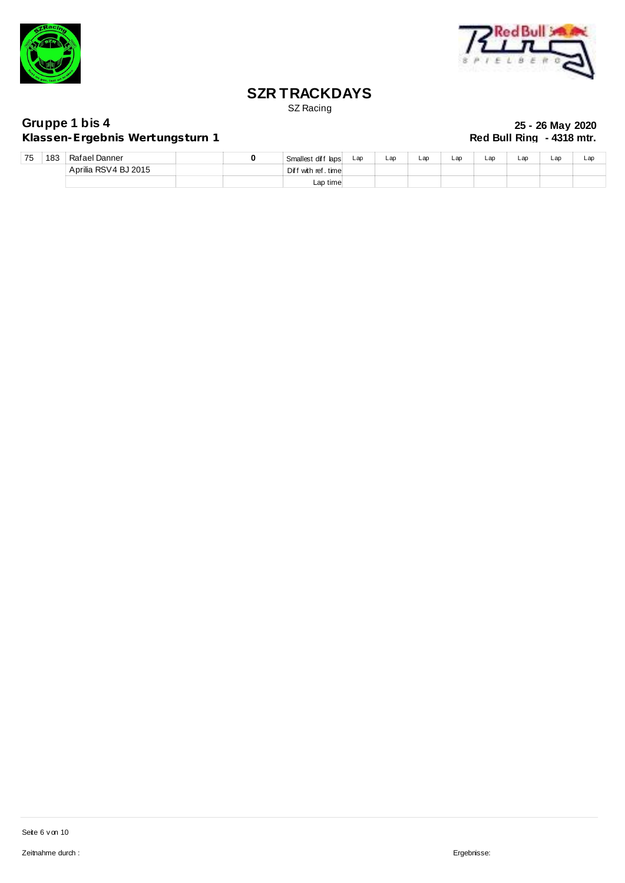# SZR TRACKDAYS

SZ Racing

**Gruppe 1 bis 4**
**Klassen-Ergebnis Wertungsturn 1**

**25 - 26 May 2020**
**Red Bull Ring - 4318 mtr.**

| | | | | | | | | | | | | | |
|---|---|---|---|---|---|---|---|---|---|---|---|---|---|
| 75 | 183 | Rafael Danner | | **0** | Smallest diff laps | Lap | Lap | Lap | Lap | Lap | Lap | Lap | Lap |
| | | Aprilia RSV4 BJ 2015 | | | Diff with ref. time | | | | | | | | |
| | | | | | Lap time | | | | | | | | |

Zeitnahme durch :

Ergebnisse: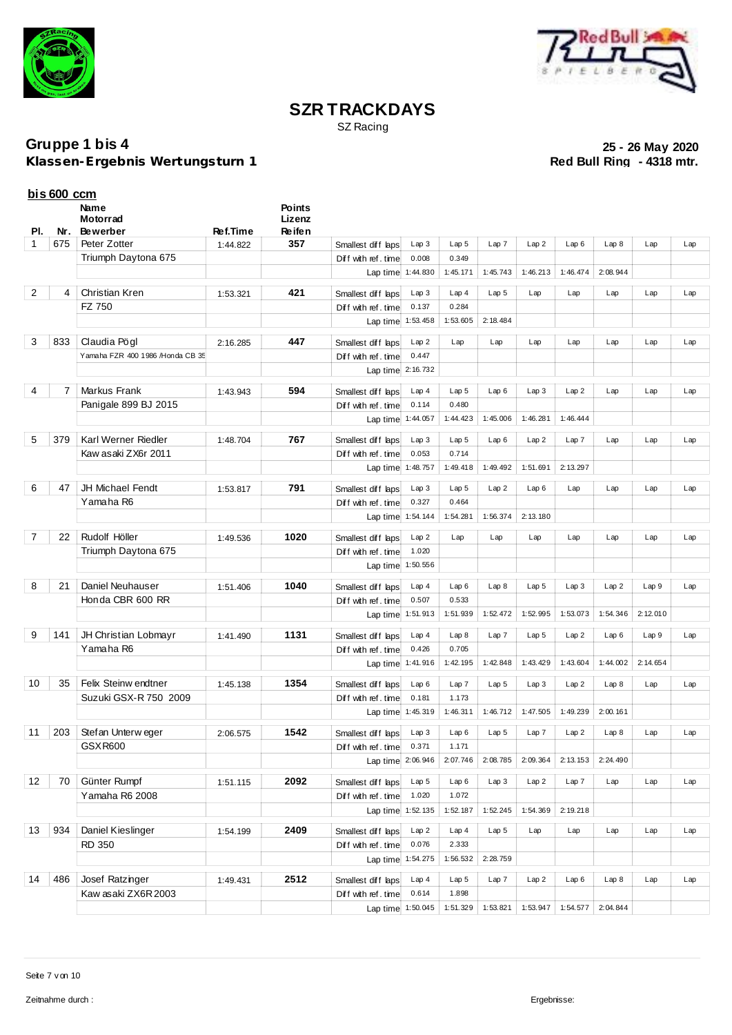# SZR TRACKDAYS

SZ Racing

**Gruppe 1 bis 4**
**Klassen-Ergebnis Wertungsturn 1**

**25 - 26 May 2020**
**Red Bull Ring - 4318 mtr.**

## bis 600 ccm

| Pl. | Nr. | Name / Motorrad / Bewerber | Ref.Time | Points / Lizenz / Reifen | | | | | | | | | | |
|---|---|---|---|---|---|---|---|---|---|---|---|---|---|---|
| 1 | 675 | Peter Zotter | 1:44.822 | 357 | Smallest diff laps | Lap 3 | Lap 5 | Lap 7 | Lap 2 | Lap 6 | Lap 8 | Lap | Lap |
| | | Triumph Daytona 675 | | | Diff with ref. time | 0.008 | 0.349 | | | | | | |
| | | | | | Lap time | 1:44.830 | 1:45.171 | 1:45.743 | 1:46.213 | 1:46.474 | 2:08.944 | | |
| 2 | 4 | Christian Kren | 1:53.321 | 421 | Smallest diff laps | Lap 3 | Lap 4 | Lap 5 | Lap | Lap | Lap | Lap | Lap |
| | | FZ 750 | | | Diff with ref. time | 0.137 | 0.284 | | | | | | |
| | | | | | Lap time | 1:53.458 | 1:53.605 | 2:18.484 | | | | | |
| 3 | 833 | Claudia Pögl | 2:16.285 | 447 | Smallest diff laps | Lap 2 | Lap | Lap | Lap | Lap | Lap | Lap | Lap |
| | | Yamaha FZR 400 1986 /Honda CB 35 | | | Diff with ref. time | 0.447 | | | | | | | |
| | | | | | Lap time | 2:16.732 | | | | | | | |
| 4 | 7 | Markus Frank | 1:43.943 | 594 | Smallest diff laps | Lap 4 | Lap 5 | Lap 6 | Lap 3 | Lap 2 | Lap | Lap | Lap |
| | | Panigale 899 BJ 2015 | | | Diff with ref. time | 0.114 | 0.480 | | | | | | |
| | | | | | Lap time | 1:44.057 | 1:44.423 | 1:45.006 | 1:46.281 | 1:46.444 | | | |
| 5 | 379 | Karl Werner Riedler | 1:48.704 | 767 | Smallest diff laps | Lap 3 | Lap 5 | Lap 6 | Lap 2 | Lap 7 | Lap | Lap | Lap |
| | | Kawasaki ZX6r 2011 | | | Diff with ref. time | 0.053 | 0.714 | | | | | | |
| | | | | | Lap time | 1:48.757 | 1:49.418 | 1:49.492 | 1:51.691 | 2:13.297 | | | |
| 6 | 47 | JH Michael Fendt | 1:53.817 | 791 | Smallest diff laps | Lap 3 | Lap 5 | Lap 2 | Lap 6 | Lap | Lap | Lap | Lap |
| | | Yamaha R6 | | | Diff with ref. time | 0.327 | 0.464 | | | | | | |
| | | | | | Lap time | 1:54.144 | 1:54.281 | 1:56.374 | 2:13.180 | | | | |
| 7 | 22 | Rudolf Höller | 1:49.536 | 1020 | Smallest diff laps | Lap 2 | Lap | Lap | Lap | Lap | Lap | Lap | Lap |
| | | Triumph Daytona 675 | | | Diff with ref. time | 1.020 | | | | | | | |
| | | | | | Lap time | 1:50.556 | | | | | | | |
| 8 | 21 | Daniel Neuhauser | 1:51.406 | 1040 | Smallest diff laps | Lap 4 | Lap 6 | Lap 8 | Lap 5 | Lap 3 | Lap 2 | Lap 9 | Lap |
| | | Honda CBR 600 RR | | | Diff with ref. time | 0.507 | 0.533 | | | | | | |
| | | | | | Lap time | 1:51.913 | 1:51.939 | 1:52.472 | 1:52.995 | 1:53.073 | 1:54.346 | 2:12.010 | |
| 9 | 141 | JH Christian Lobmayr | 1:41.490 | 1131 | Smallest diff laps | Lap 4 | Lap 8 | Lap 7 | Lap 5 | Lap 2 | Lap 6 | Lap 9 | Lap |
| | | Yamaha R6 | | | Diff with ref. time | 0.426 | 0.705 | | | | | | |
| | | | | | Lap time | 1:41.916 | 1:42.195 | 1:42.848 | 1:43.429 | 1:43.604 | 1:44.002 | 2:14.654 | |
| 10 | 35 | Felix Steinwendtner | 1:45.138 | 1354 | Smallest diff laps | Lap 6 | Lap 7 | Lap 5 | Lap 3 | Lap 2 | Lap 8 | Lap | Lap |
| | | Suzuki GSX-R 750 2009 | | | Diff with ref. time | 0.181 | 1.173 | | | | | | |
| | | | | | Lap time | 1:45.319 | 1:46.311 | 1:46.712 | 1:47.505 | 1:49.239 | 2:00.161 | | |
| 11 | 203 | Stefan Unterweger | 2:06.575 | 1542 | Smallest diff laps | Lap 3 | Lap 6 | Lap 5 | Lap 7 | Lap 2 | Lap 8 | Lap | Lap |
| | | GSXR600 | | | Diff with ref. time | 0.371 | 1.171 | | | | | | |
| | | | | | Lap time | 2:06.946 | 2:07.746 | 2:08.785 | 2:09.364 | 2:13.153 | 2:24.490 | | |
| 12 | 70 | Günter Rumpf | 1:51.115 | 2092 | Smallest diff laps | Lap 5 | Lap 6 | Lap 3 | Lap 2 | Lap 7 | Lap | Lap | Lap |
| | | Yamaha R6 2008 | | | Diff with ref. time | 1.020 | 1.072 | | | | | | |
| | | | | | Lap time | 1:52.135 | 1:52.187 | 1:52.245 | 1:54.369 | 2:19.218 | | | |
| 13 | 934 | Daniel Kieslinger | 1:54.199 | 2409 | Smallest diff laps | Lap 2 | Lap 4 | Lap 5 | Lap | Lap | Lap | Lap | Lap |
| | | RD 350 | | | Diff with ref. time | 0.076 | 2.333 | | | | | | |
| | | | | | Lap time | 1:54.275 | 1:56.532 | 2:28.759 | | | | | |
| 14 | 486 | Josef Ratzinger | 1:49.431 | 2512 | Smallest diff laps | Lap 4 | Lap 5 | Lap 7 | Lap 2 | Lap 6 | Lap 8 | Lap | Lap |
| | | Kawasaki ZX6R 2003 | | | Diff with ref. time | 0.614 | 1.898 | | | | | | |
| | | | | | Lap time | 1:50.045 | 1:51.329 | 1:53.821 | 1:53.947 | 1:54.577 | 2:04.844 | | |

Zeitnahme durch :

Ergebnisse: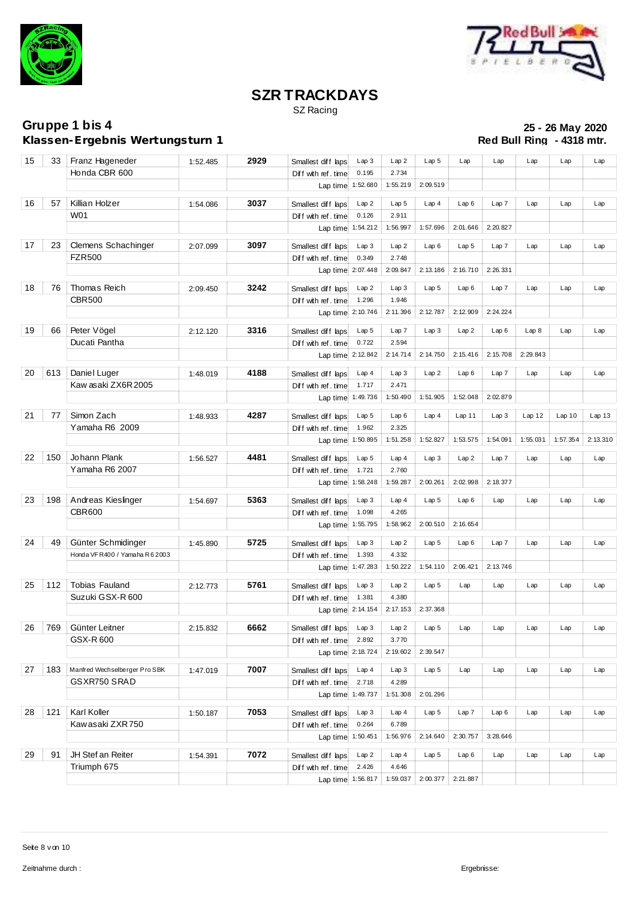# SZR TRACKDAYS

SZ Racing

## Gruppe 1 bis 4

**Klassen-Ergebnis Wertungsturn 1**

**25 - 26 May 2020**

**Red Bull Ring - 4318 mtr.**

| Pos | Nr | Name / Motorrad | Best time | Diff | | | | | | | | | | |
|---|---|---|---|---|---|---|---|---|---|---|---|---|---|---|
| 15 | 33 | Franz Hageneder | 1:52.485 | 2929 | Smallest diff laps | Lap 3 | Lap 2 | Lap 5 | Lap | Lap | Lap | Lap | Lap |
| | | Honda CBR 600 | | | Diff with ref. time | 0.195 | 2.734 | | | | | | |
| | | | | | Lap time | 1:52.680 | 1:55.219 | 2:09.519 | | | | | |
| 16 | 57 | Killian Holzer | 1:54.086 | 3037 | Smallest diff laps | Lap 2 | Lap 5 | Lap 4 | Lap 6 | Lap 7 | Lap | Lap | Lap |
| | | W01 | | | Diff with ref. time | 0.126 | 2.911 | | | | | | |
| | | | | | Lap time | 1:54.212 | 1:56.997 | 1:57.696 | 2:01.646 | 2:20.827 | | | |
| 17 | 23 | Clemens Schachinger | 2:07.099 | 3097 | Smallest diff laps | Lap 3 | Lap 2 | Lap 6 | Lap 5 | Lap 7 | Lap | Lap | Lap |
| | | FZR500 | | | Diff with ref. time | 0.349 | 2.748 | | | | | | |
| | | | | | Lap time | 2:07.448 | 2:09.847 | 2:13.186 | 2:16.710 | 2:26.331 | | | |
| 18 | 76 | Thomas Reich | 2:09.450 | 3242 | Smallest diff laps | Lap 2 | Lap 3 | Lap 5 | Lap 6 | Lap 7 | Lap | Lap | Lap |
| | | CBR500 | | | Diff with ref. time | 1.296 | 1.946 | | | | | | |
| | | | | | Lap time | 2:10.746 | 2:11.396 | 2:12.787 | 2:12.909 | 2:24.224 | | | |
| 19 | 66 | Peter Vögel | 2:12.120 | 3316 | Smallest diff laps | Lap 5 | Lap 7 | Lap 3 | Lap 2 | Lap 6 | Lap 8 | Lap | Lap |
| | | Ducati Pantha | | | Diff with ref. time | 0.722 | 2.594 | | | | | | |
| | | | | | Lap time | 2:12.842 | 2:14.714 | 2:14.750 | 2:15.416 | 2:15.708 | 2:29.843 | | |
| 20 | 613 | Daniel Luger | 1:48.019 | 4188 | Smallest diff laps | Lap 4 | Lap 3 | Lap 2 | Lap 6 | Lap 7 | Lap | Lap | Lap |
| | | Kawasaki ZX6R 2005 | | | Diff with ref. time | 1.717 | 2.471 | | | | | | |
| | | | | | Lap time | 1:49.736 | 1:50.490 | 1:51.905 | 1:52.048 | 2:02.879 | | | |
| 21 | 77 | Simon Zach | 1:48.933 | 4287 | Smallest diff laps | Lap 5 | Lap 6 | Lap 4 | Lap 11 | Lap 3 | Lap 12 | Lap 10 | Lap 13 |
| | | Yamaha R6 2009 | | | Diff with ref. time | 1.962 | 2.325 | | | | | | |
| | | | | | Lap time | 1:50.895 | 1:51.258 | 1:52.827 | 1:53.575 | 1:54.091 | 1:55.031 | 1:57.354 | 2:13.310 |
| 22 | 150 | Johann Plank | 1:56.527 | 4481 | Smallest diff laps | Lap 5 | Lap 4 | Lap 3 | Lap 2 | Lap 7 | Lap | Lap | Lap |
| | | Yamaha R6 2007 | | | Diff with ref. time | 1.721 | 2.760 | | | | | | |
| | | | | | Lap time | 1:58.248 | 1:59.287 | 2:00.261 | 2:02.998 | 2:18.377 | | | |
| 23 | 198 | Andreas Kieslinger | 1:54.697 | 5363 | Smallest diff laps | Lap 3 | Lap 4 | Lap 5 | Lap 6 | Lap | Lap | Lap | Lap |
| | | CBR600 | | | Diff with ref. time | 1.098 | 4.265 | | | | | | |
| | | | | | Lap time | 1:55.795 | 1:58.962 | 2:00.510 | 2:16.654 | | | | |
| 24 | 49 | Günter Schmidinger | 1:45.890 | 5725 | Smallest diff laps | Lap 3 | Lap 2 | Lap 5 | Lap 6 | Lap 7 | Lap | Lap | Lap |
| | | Honda VFR400 / Yamaha R6 2003 | | | Diff with ref. time | 1.393 | 4.332 | | | | | | |
| | | | | | Lap time | 1:47.283 | 1:50.222 | 1:54.110 | 2:06.421 | 2:13.746 | | | |
| 25 | 112 | Tobias Fauland | 2:12.773 | 5761 | Smallest diff laps | Lap 3 | Lap 2 | Lap 5 | Lap | Lap | Lap | Lap | Lap |
| | | Suzuki GSX-R 600 | | | Diff with ref. time | 1.381 | 4.380 | | | | | | |
| | | | | | Lap time | 2:14.154 | 2:17.153 | 2:37.368 | | | | | |
| 26 | 769 | Günter Leitner | 2:15.832 | 6662 | Smallest diff laps | Lap 3 | Lap 2 | Lap 5 | Lap | Lap | Lap | Lap | Lap |
| | | GSX-R 600 | | | Diff with ref. time | 2.892 | 3.770 | | | | | | |
| | | | | | Lap time | 2:18.724 | 2:19.602 | 2:39.547 | | | | | |
| 27 | 183 | Manfred Wechselberger Pro SBK | 1:47.019 | 7007 | Smallest diff laps | Lap 4 | Lap 3 | Lap 5 | Lap | Lap | Lap | Lap | Lap |
| | | GSXR750 SRAD | | | Diff with ref. time | 2.718 | 4.289 | | | | | | |
| | | | | | Lap time | 1:49.737 | 1:51.308 | 2:01.296 | | | | | |
| 28 | 121 | Karl Koller | 1:50.187 | 7053 | Smallest diff laps | Lap 3 | Lap 4 | Lap 5 | Lap 7 | Lap 6 | Lap | Lap | Lap |
| | | Kawasaki ZXR750 | | | Diff with ref. time | 0.264 | 6.789 | | | | | | |
| | | | | | Lap time | 1:50.451 | 1:56.976 | 2:14.640 | 2:30.757 | 3:28.646 | | | |
| 29 | 91 | JH Stefan Reiter | 1:54.391 | 7072 | Smallest diff laps | Lap 2 | Lap 4 | Lap 5 | Lap 6 | Lap | Lap | Lap | Lap |
| | | Triumph 675 | | | Diff with ref. time | 2.426 | 4.646 | | | | | | |
| | | | | | Lap time | 1:56.817 | 1:59.037 | 2:00.377 | 2:21.887 | | | | |

Zeitnahme durch :

Ergebnisse: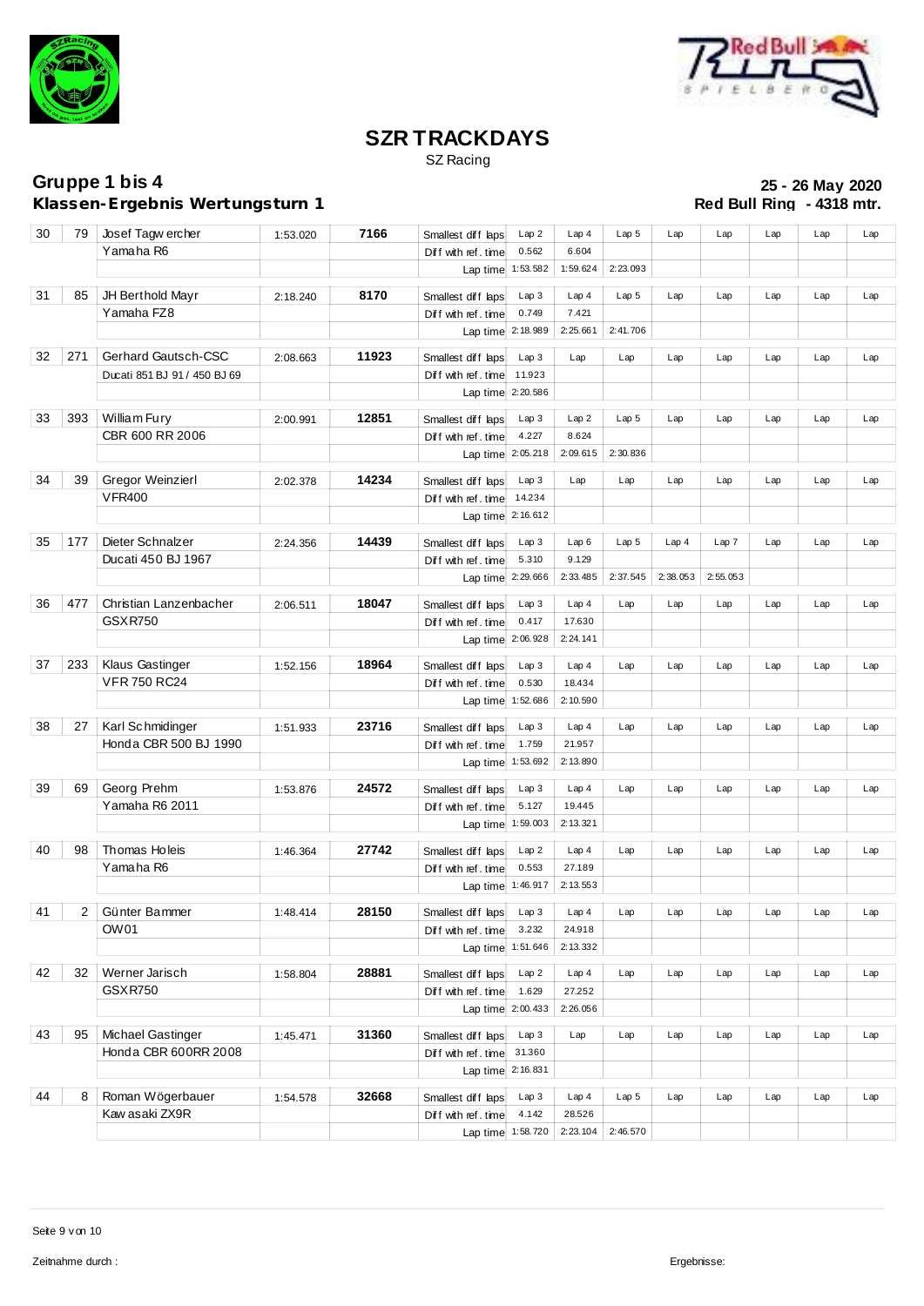# SZR TRACKDAYS

SZ Racing

**Gruppe 1 bis 4**
**Klassen-Ergebnis Wertungsturn 1**

**25 - 26 May 2020**
**Red Bull Ring - 4318 mtr.**

| Pos | Nr | Name / Fahrzeug | Best | Diff | | | | | | | | | | |
|---|---|---|---|---|---|---|---|---|---|---|---|---|---|---|
| 30 | 79 | Josef Tagwercher | 1:53.020 | 7166 | Smallest diff laps | Lap 2 | Lap 4 | Lap 5 | Lap | Lap | Lap | Lap | Lap |
| | | Yamaha R6 | | | Diff with ref. time | 0.562 | 6.604 | | | | | | |
| | | | | | Lap time | 1:53.582 | 1:59.624 | 2:23.093 | | | | | |
| 31 | 85 | JH Berthold Mayr | 2:18.240 | 8170 | Smallest diff laps | Lap 3 | Lap 4 | Lap 5 | Lap | Lap | Lap | Lap | Lap |
| | | Yamaha FZ8 | | | Diff with ref. time | 0.749 | 7.421 | | | | | | |
| | | | | | Lap time | 2:18.989 | 2:25.661 | 2:41.706 | | | | | |
| 32 | 271 | Gerhard Gautsch-CSC | 2:08.663 | 11923 | Smallest diff laps | Lap 3 | Lap | Lap | Lap | Lap | Lap | Lap | Lap |
| | | Ducati 851 BJ 91 / 450 BJ 69 | | | Diff with ref. time | 11.923 | | | | | | | |
| | | | | | Lap time | 2:20.586 | | | | | | | |
| 33 | 393 | William Fury | 2:00.991 | 12851 | Smallest diff laps | Lap 3 | Lap 2 | Lap 5 | Lap | Lap | Lap | Lap | Lap |
| | | CBR 600 RR 2006 | | | Diff with ref. time | 4.227 | 8.624 | | | | | | |
| | | | | | Lap time | 2:05.218 | 2:09.615 | 2:30.836 | | | | | |
| 34 | 39 | Gregor Weinzierl | 2:02.378 | 14234 | Smallest diff laps | Lap 3 | Lap | Lap | Lap | Lap | Lap | Lap | Lap |
| | | VFR400 | | | Diff with ref. time | 14.234 | | | | | | | |
| | | | | | Lap time | 2:16.612 | | | | | | | |
| 35 | 177 | Dieter Schnalzer | 2:24.356 | 14439 | Smallest diff laps | Lap 3 | Lap 6 | Lap 5 | Lap 4 | Lap 7 | Lap | Lap | Lap |
| | | Ducati 450 BJ 1967 | | | Diff with ref. time | 5.310 | 9.129 | | | | | | |
| | | | | | Lap time | 2:29.666 | 2:33.485 | 2:37.545 | 2:38.053 | 2:55.053 | | | |
| 36 | 477 | Christian Lanzenbacher | 2:06.511 | 18047 | Smallest diff laps | Lap 3 | Lap 4 | Lap | Lap | Lap | Lap | Lap | Lap |
| | | GSXR750 | | | Diff with ref. time | 0.417 | 17.630 | | | | | | |
| | | | | | Lap time | 2:06.928 | 2:24.141 | | | | | | |
| 37 | 233 | Klaus Gastinger | 1:52.156 | 18964 | Smallest diff laps | Lap 3 | Lap 4 | Lap | Lap | Lap | Lap | Lap | Lap |
| | | VFR 750 RC24 | | | Diff with ref. time | 0.530 | 18.434 | | | | | | |
| | | | | | Lap time | 1:52.686 | 2:10.590 | | | | | | |
| 38 | 27 | Karl Schmidinger | 1:51.933 | 23716 | Smallest diff laps | Lap 3 | Lap 4 | Lap | Lap | Lap | Lap | Lap | Lap |
| | | Honda CBR 500 BJ 1990 | | | Diff with ref. time | 1.759 | 21.957 | | | | | | |
| | | | | | Lap time | 1:53.692 | 2:13.890 | | | | | | |
| 39 | 69 | Georg Prehm | 1:53.876 | 24572 | Smallest diff laps | Lap 3 | Lap 4 | Lap | Lap | Lap | Lap | Lap | Lap |
| | | Yamaha R6 2011 | | | Diff with ref. time | 5.127 | 19.445 | | | | | | |
| | | | | | Lap time | 1:59.003 | 2:13.321 | | | | | | |
| 40 | 98 | Thomas Holeis | 1:46.364 | 27742 | Smallest diff laps | Lap 2 | Lap 4 | Lap | Lap | Lap | Lap | Lap | Lap |
| | | Yamaha R6 | | | Diff with ref. time | 0.553 | 27.189 | | | | | | |
| | | | | | Lap time | 1:46.917 | 2:13.553 | | | | | | |
| 41 | 2 | Günter Bammer | 1:48.414 | 28150 | Smallest diff laps | Lap 3 | Lap 4 | Lap | Lap | Lap | Lap | Lap | Lap |
| | | OW01 | | | Diff with ref. time | 3.232 | 24.918 | | | | | | |
| | | | | | Lap time | 1:51.646 | 2:13.332 | | | | | | |
| 42 | 32 | Werner Jarisch | 1:58.804 | 28881 | Smallest diff laps | Lap 2 | Lap 4 | Lap | Lap | Lap | Lap | Lap | Lap |
| | | GSXR750 | | | Diff with ref. time | 1.629 | 27.252 | | | | | | |
| | | | | | Lap time | 2:00.433 | 2:26.056 | | | | | | |
| 43 | 95 | Michael Gastinger | 1:45.471 | 31360 | Smallest diff laps | Lap 3 | Lap | Lap | Lap | Lap | Lap | Lap | Lap |
| | | Honda CBR 600RR 2008 | | | Diff with ref. time | 31.360 | | | | | | | |
| | | | | | Lap time | 2:16.831 | | | | | | | |
| 44 | 8 | Roman Wögerbauer | 1:54.578 | 32668 | Smallest diff laps | Lap 3 | Lap 4 | Lap 5 | Lap | Lap | Lap | Lap | Lap |
| | | Kawasaki ZX9R | | | Diff with ref. time | 4.142 | 28.526 | | | | | | |
| | | | | | Lap time | 1:58.720 | 2:23.104 | 2:46.570 | | | | | |

Zeitnahme durch :

Ergebnisse: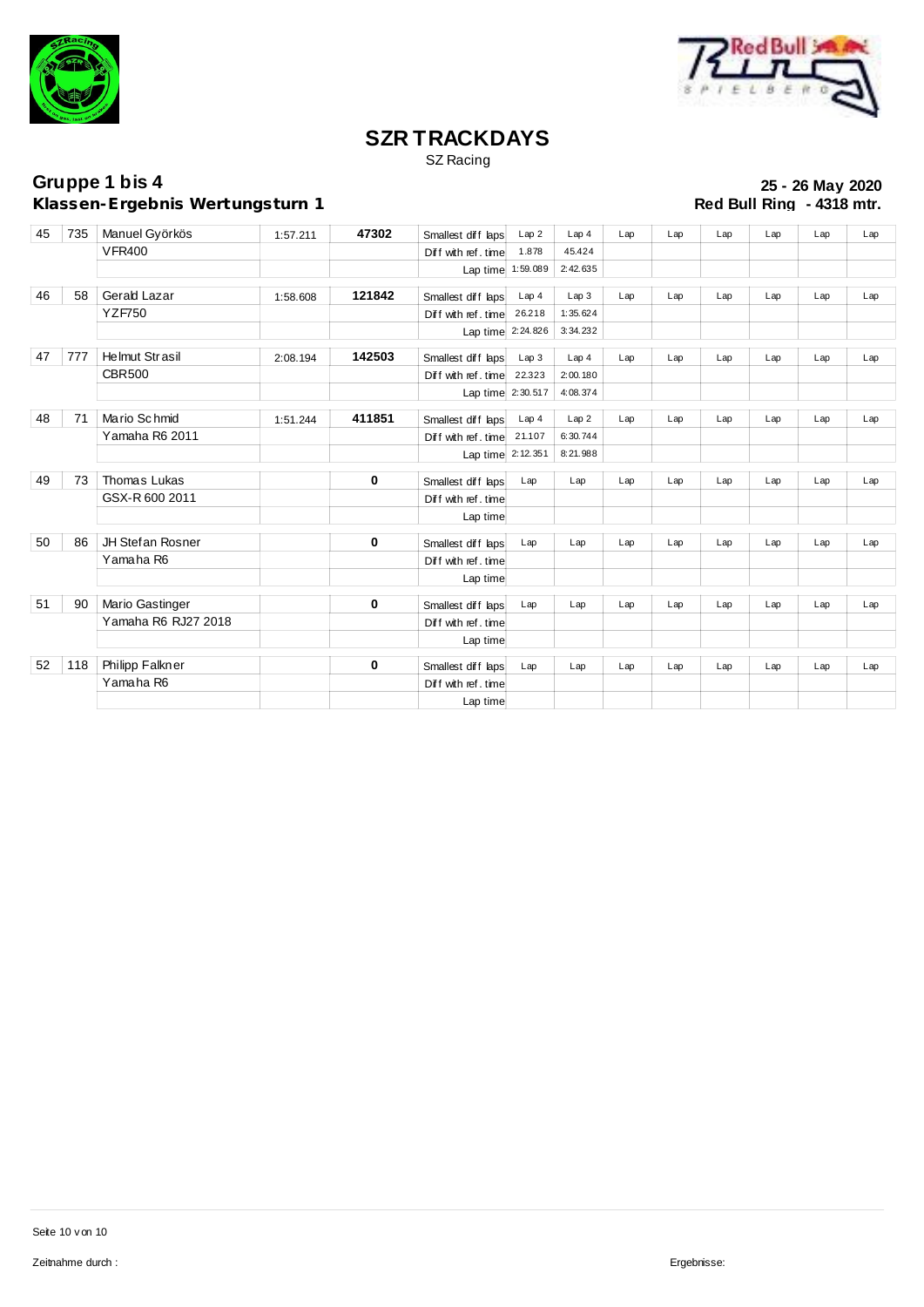# SZR TRACKDAYS

SZ Racing

## Gruppe 1 bis 4

**Klassen-Ergebnis Wertungsturn 1**

**25 - 26 May 2020**

**Red Bull Ring - 4318 mtr.**

| | | | | | | | | | | | | | | |
|---|---|---|---|---|---|---|---|---|---|---|---|---|---|---|
| 45 | 735 | Manuel Györkös | 1:57.211 | **47302** | Smallest diff laps | Lap 2 | Lap 4 | Lap | Lap | Lap | Lap | Lap | Lap |
| | | VFR400 | | | Diff with ref. time | 1.878 | 45.424 | | | | | | |
| | | | | | Lap time | 1:59.089 | 2:42.635 | | | | | | |
| 46 | 58 | Gerald Lazar | 1:58.608 | **121842** | Smallest diff laps | Lap 4 | Lap 3 | Lap | Lap | Lap | Lap | Lap | Lap |
| | | YZF750 | | | Diff with ref. time | 26.218 | 1:35.624 | | | | | | |
| | | | | | Lap time | 2:24.826 | 3:34.232 | | | | | | |
| 47 | 777 | Helmut Strasil | 2:08.194 | **142503** | Smallest diff laps | Lap 3 | Lap 4 | Lap | Lap | Lap | Lap | Lap | Lap |
| | | CBR500 | | | Diff with ref. time | 22.323 | 2:00.180 | | | | | | |
| | | | | | Lap time | 2:30.517 | 4:08.374 | | | | | | |
| 48 | 71 | Mario Schmid | 1:51.244 | **411851** | Smallest diff laps | Lap 4 | Lap 2 | Lap | Lap | Lap | Lap | Lap | Lap |
| | | Yamaha R6 2011 | | | Diff with ref. time | 21.107 | 6:30.744 | | | | | | |
| | | | | | Lap time | 2:12.351 | 8:21.988 | | | | | | |
| 49 | 73 | Thomas Lukas | | **0** | Smallest diff laps | Lap | Lap | Lap | Lap | Lap | Lap | Lap | Lap |
| | | GSX-R 600 2011 | | | Diff with ref. time | | | | | | | | |
| | | | | | Lap time | | | | | | | | |
| 50 | 86 | JH Stefan Rosner | | **0** | Smallest diff laps | Lap | Lap | Lap | Lap | Lap | Lap | Lap | Lap |
| | | Yamaha R6 | | | Diff with ref. time | | | | | | | | |
| | | | | | Lap time | | | | | | | | |
| 51 | 90 | Mario Gastinger | | **0** | Smallest diff laps | Lap | Lap | Lap | Lap | Lap | Lap | Lap | Lap |
| | | Yamaha R6 RJ27 2018 | | | Diff with ref. time | | | | | | | | |
| | | | | | Lap time | | | | | | | | |
| 52 | 118 | Philipp Falkner | | **0** | Smallest diff laps | Lap | Lap | Lap | Lap | Lap | Lap | Lap | Lap |
| | | Yamaha R6 | | | Diff with ref. time | | | | | | | | |
| | | | | | Lap time | | | | | | | | |

Zeitnahme durch :

Ergebnisse: